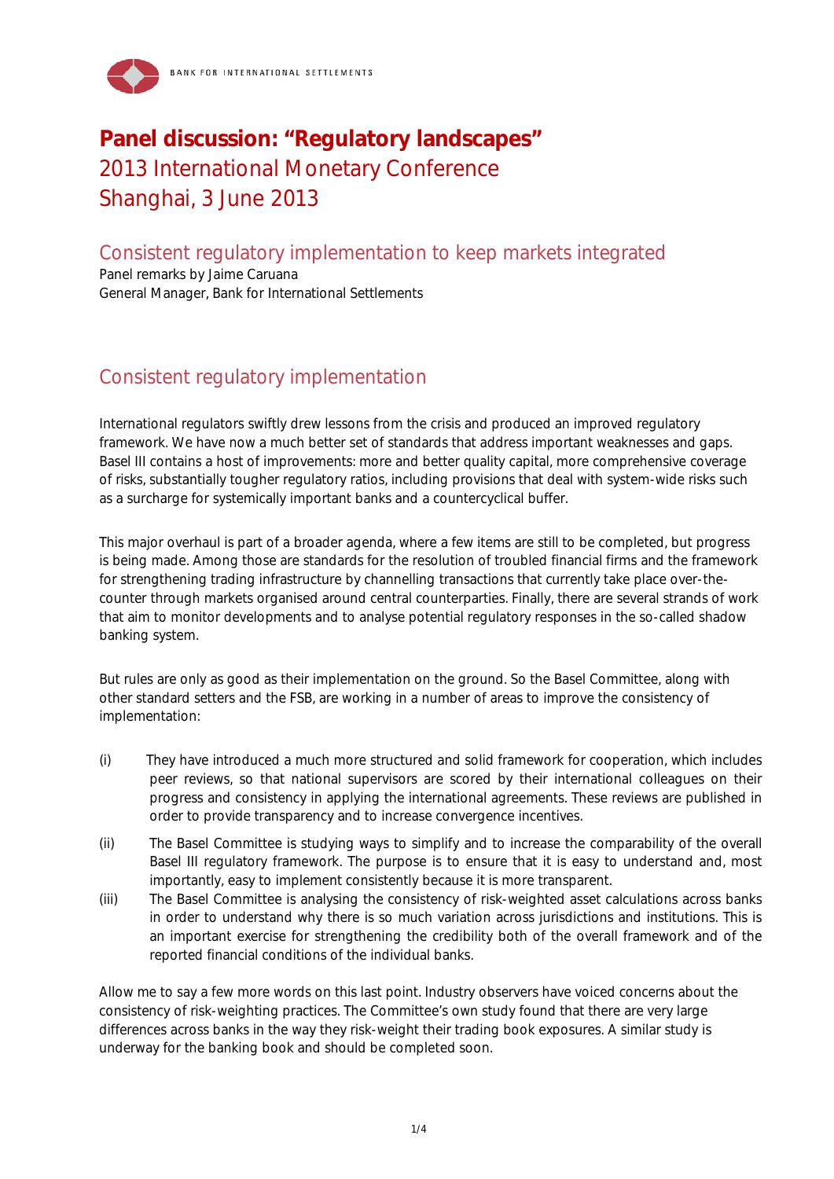# Panel discussion: "Regulatory landscapes"

## 2013 International Monetary Conference
## Shanghai, 3 June 2013

### Consistent regulatory implementation to keep markets integrated

Panel remarks by Jaime Caruana
General Manager, Bank for International Settlements

### Consistent regulatory implementation

International regulators swiftly drew lessons from the crisis and produced an improved regulatory framework. We have now a much better set of standards that address important weaknesses and gaps. Basel III contains a host of improvements: more and better quality capital, more comprehensive coverage of risks, substantially tougher regulatory ratios, including provisions that deal with system-wide risks such as a surcharge for systemically important banks and a countercyclical buffer.

This major overhaul is part of a broader agenda, where a few items are still to be completed, but progress is being made. Among those are standards for the resolution of troubled financial firms and the framework for strengthening trading infrastructure by channelling transactions that currently take place over-the-counter through markets organised around central counterparties. Finally, there are several strands of work that aim to monitor developments and to analyse potential regulatory responses in the so-called shadow banking system.

But rules are only as good as their implementation on the ground. So the Basel Committee, along with other standard setters and the FSB, are working in a number of areas to improve the consistency of implementation:

(i) They have introduced a much more structured and solid framework for cooperation, which includes peer reviews, so that national supervisors are scored by their international colleagues on their progress and consistency in applying the international agreements. These reviews are published in order to provide transparency and to increase convergence incentives.

(ii) The Basel Committee is studying ways to simplify and to increase the comparability of the overall Basel III regulatory framework. The purpose is to ensure that it is easy to understand and, most importantly, easy to implement consistently because it is more transparent.

(iii) The Basel Committee is analysing the consistency of risk-weighted asset calculations across banks in order to understand why there is so much variation across jurisdictions and institutions. This is an important exercise for strengthening the credibility both of the overall framework and of the reported financial conditions of the individual banks.

Allow me to say a few more words on this last point. Industry observers have voiced concerns about the consistency of risk-weighting practices. The Committee's own study found that there are very large differences across banks in the way they risk-weight their trading book exposures. A similar study is underway for the banking book and should be completed soon.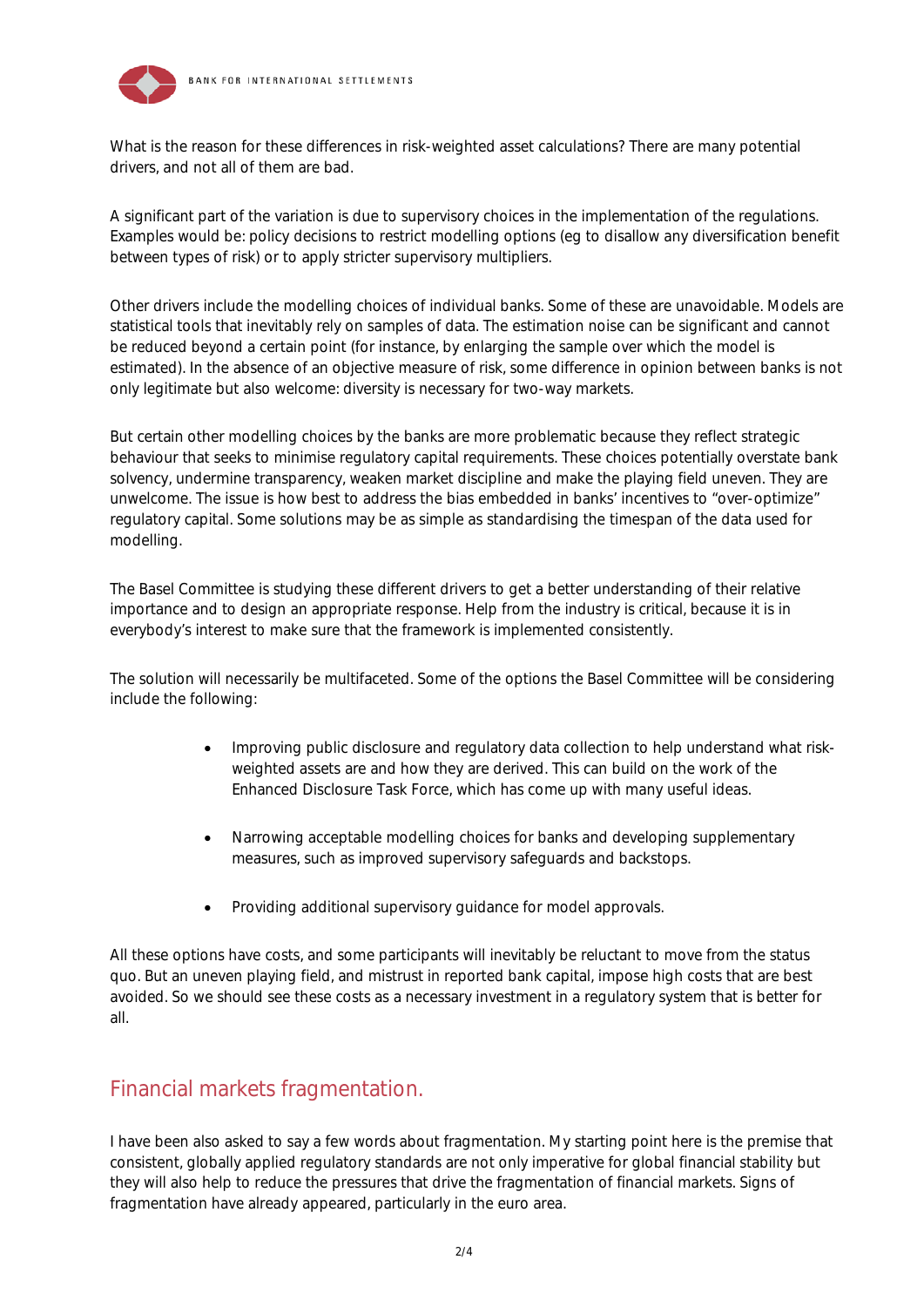What is the reason for these differences in risk-weighted asset calculations? There are many potential drivers, and not all of them are bad.

A significant part of the variation is due to supervisory choices in the implementation of the regulations. Examples would be: policy decisions to restrict modelling options (eg to disallow any diversification benefit between types of risk) or to apply stricter supervisory multipliers.

Other drivers include the modelling choices of individual banks. Some of these are unavoidable. Models are statistical tools that inevitably rely on samples of data. The estimation noise can be significant and cannot be reduced beyond a certain point (for instance, by enlarging the sample over which the model is estimated). In the absence of an objective measure of risk, some difference in opinion between banks is not only legitimate but also welcome: diversity is necessary for two-way markets.

But certain other modelling choices by the banks are more problematic because they reflect strategic behaviour that seeks to minimise regulatory capital requirements. These choices potentially overstate bank solvency, undermine transparency, weaken market discipline and make the playing field uneven. They are unwelcome. The issue is how best to address the bias embedded in banks' incentives to "over-optimize" regulatory capital. Some solutions may be as simple as standardising the timespan of the data used for modelling.

The Basel Committee is studying these different drivers to get a better understanding of their relative importance and to design an appropriate response. Help from the industry is critical, because it is in everybody's interest to make sure that the framework is implemented consistently.

The solution will necessarily be multifaceted. Some of the options the Basel Committee will be considering include the following:

- Improving public disclosure and regulatory data collection to help understand what risk-weighted assets are and how they are derived. This can build on the work of the Enhanced Disclosure Task Force, which has come up with many useful ideas.
- Narrowing acceptable modelling choices for banks and developing supplementary measures, such as improved supervisory safeguards and backstops.
- Providing additional supervisory guidance for model approvals.

All these options have costs, and some participants will inevitably be reluctant to move from the status quo. But an uneven playing field, and mistrust in reported bank capital, impose high costs that are best avoided. So we should see these costs as a necessary investment in a regulatory system that is better for all.

## Financial markets fragmentation.

I have been also asked to say a few words about fragmentation. My starting point here is the premise that consistent, globally applied regulatory standards are not only imperative for global financial stability but they will also help to reduce the pressures that drive the fragmentation of financial markets. Signs of fragmentation have already appeared, particularly in the euro area.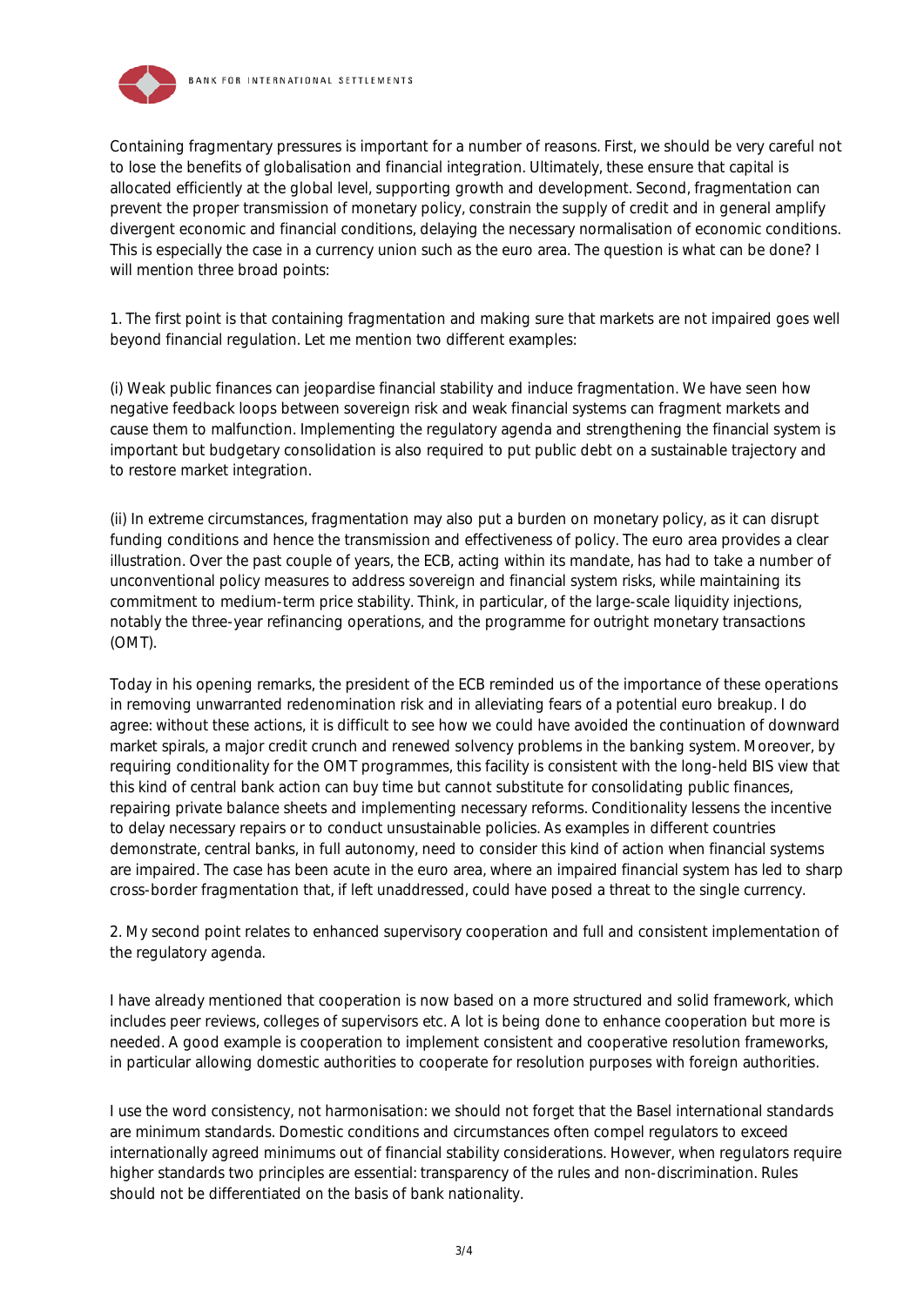Containing fragmentary pressures is important for a number of reasons. First, we should be very careful not to lose the benefits of globalisation and financial integration. Ultimately, these ensure that capital is allocated efficiently at the global level, supporting growth and development. Second, fragmentation can prevent the proper transmission of monetary policy, constrain the supply of credit and in general amplify divergent economic and financial conditions, delaying the necessary normalisation of economic conditions. This is especially the case in a currency union such as the euro area. The question is what can be done? I will mention three broad points:

1. The first point is that containing fragmentation and making sure that markets are not impaired goes well beyond financial regulation. Let me mention two different examples:

(i) Weak public finances can jeopardise financial stability and induce fragmentation. We have seen how negative feedback loops between sovereign risk and weak financial systems can fragment markets and cause them to malfunction. Implementing the regulatory agenda and strengthening the financial system is important but budgetary consolidation is also required to put public debt on a sustainable trajectory and to restore market integration.

(ii) In extreme circumstances, fragmentation may also put a burden on monetary policy, as it can disrupt funding conditions and hence the transmission and effectiveness of policy. The euro area provides a clear illustration. Over the past couple of years, the ECB, acting within its mandate, has had to take a number of unconventional policy measures to address sovereign and financial system risks, while maintaining its commitment to medium-term price stability. Think, in particular, of the large-scale liquidity injections, notably the three-year refinancing operations, and the programme for outright monetary transactions (OMT).

Today in his opening remarks, the president of the ECB reminded us of the importance of these operations in removing unwarranted redenomination risk and in alleviating fears of a potential euro breakup. I do agree: without these actions, it is difficult to see how we could have avoided the continuation of downward market spirals, a major credit crunch and renewed solvency problems in the banking system. Moreover, by requiring conditionality for the OMT programmes, this facility is consistent with the long-held BIS view that this kind of central bank action can buy time but cannot substitute for consolidating public finances, repairing private balance sheets and implementing necessary reforms. Conditionality lessens the incentive to delay necessary repairs or to conduct unsustainable policies. As examples in different countries demonstrate, central banks, in full autonomy, need to consider this kind of action when financial systems are impaired. The case has been acute in the euro area, where an impaired financial system has led to sharp cross-border fragmentation that, if left unaddressed, could have posed a threat to the single currency.

2. My second point relates to enhanced supervisory cooperation and full and consistent implementation of the regulatory agenda.

I have already mentioned that cooperation is now based on a more structured and solid framework, which includes peer reviews, colleges of supervisors etc. A lot is being done to enhance cooperation but more is needed. A good example is cooperation to implement consistent and cooperative resolution frameworks, in particular allowing domestic authorities to cooperate for resolution purposes with foreign authorities.

I use the word consistency, not harmonisation: we should not forget that the Basel international standards are minimum standards. Domestic conditions and circumstances often compel regulators to exceed internationally agreed minimums out of financial stability considerations. However, when regulators require higher standards two principles are essential: transparency of the rules and non-discrimination. Rules should not be differentiated on the basis of bank nationality.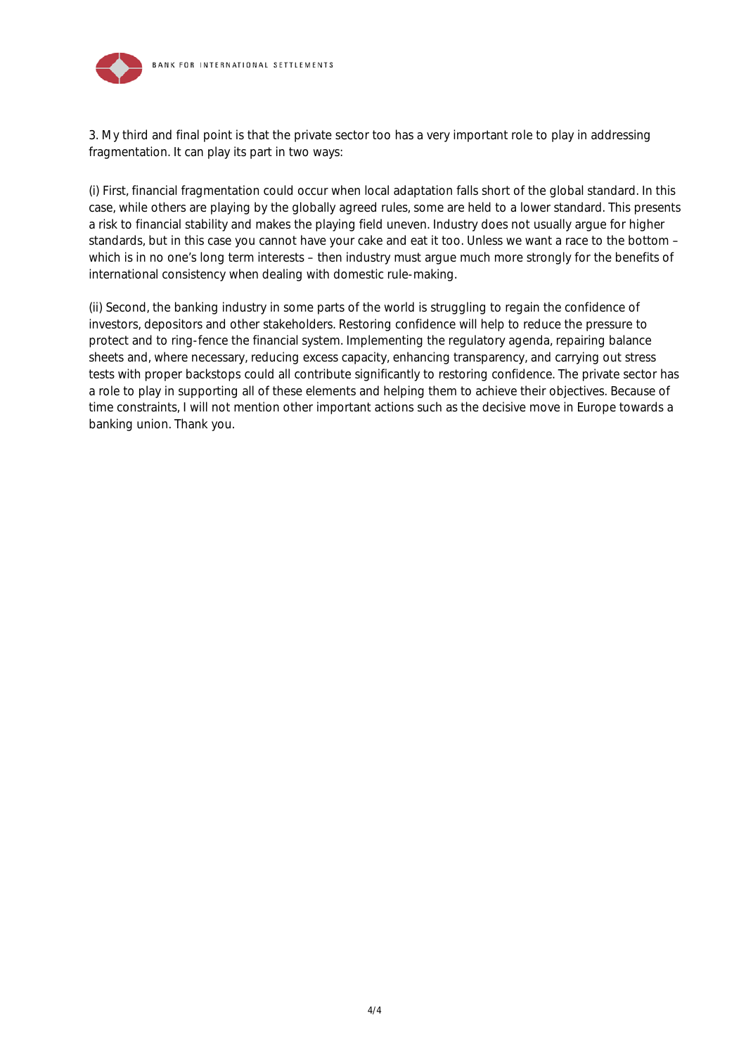3. My third and final point is that the private sector too has a very important role to play in addressing fragmentation. It can play its part in two ways:

(i) First, financial fragmentation could occur when local adaptation falls short of the global standard. In this case, while others are playing by the globally agreed rules, some are held to a lower standard. This presents a risk to financial stability and makes the playing field uneven. Industry does not usually argue for higher standards, but in this case you cannot have your cake and eat it too. Unless we want a race to the bottom – which is in no one's long term interests – then industry must argue much more strongly for the benefits of international consistency when dealing with domestic rule-making.

(ii) Second, the banking industry in some parts of the world is struggling to regain the confidence of investors, depositors and other stakeholders. Restoring confidence will help to reduce the pressure to protect and to ring-fence the financial system. Implementing the regulatory agenda, repairing balance sheets and, where necessary, reducing excess capacity, enhancing transparency, and carrying out stress tests with proper backstops could all contribute significantly to restoring confidence. The private sector has a role to play in supporting all of these elements and helping them to achieve their objectives. Because of time constraints, I will not mention other important actions such as the decisive move in Europe towards a banking union. Thank you.